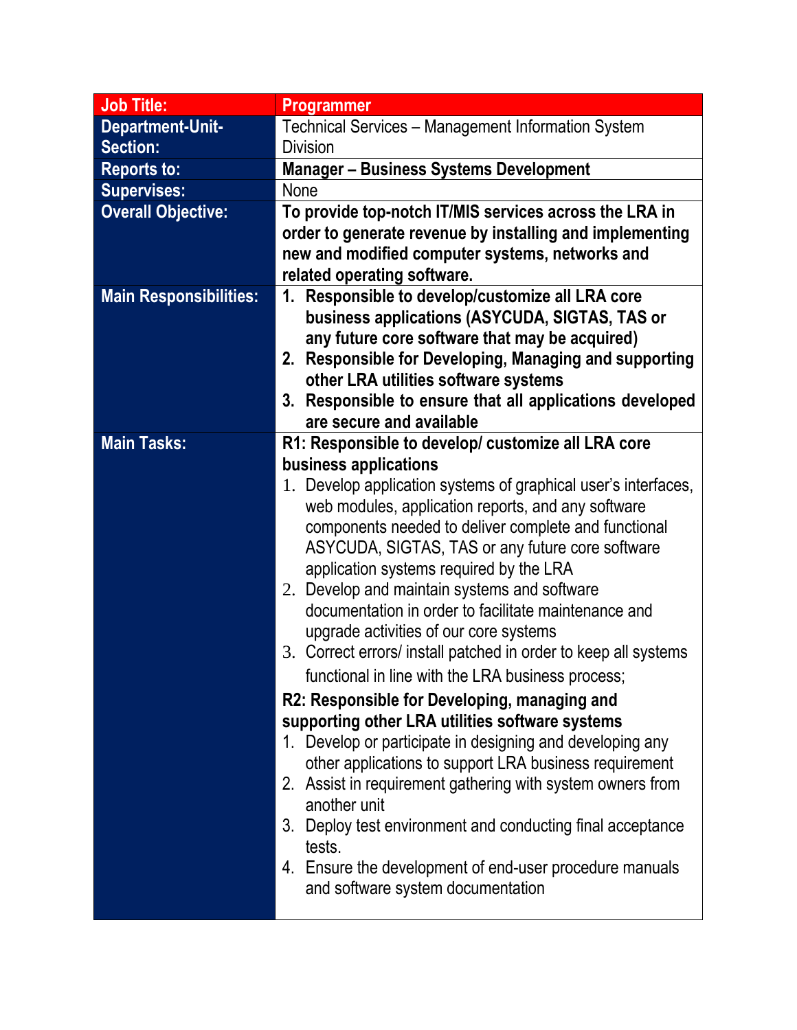| Job Title: | Programmer |
|---|---|
| Department-Unit-Section: | Technical Services – Management Information System Division |
| Reports to: | **Manager – Business Systems Development** |
| Supervises: | None |
| Overall Objective: | **To provide top-notch IT/MIS services across the LRA in order to generate revenue by installing and implementing new and modified computer systems, networks and related operating software.** |
| Main Responsibilities: | **1. Responsible to develop/customize all LRA core business applications (ASYCUDA, SIGTAS, TAS or any future core software that may be acquired)**<br>**2. Responsible for Developing, Managing and supporting other LRA utilities software systems**<br>**3. Responsible to ensure that all applications developed are secure and available** |
| Main Tasks: | **R1: Responsible to develop/ customize all LRA core business applications**<br>1. Develop application systems of graphical user's interfaces, web modules, application reports, and any software components needed to deliver complete and functional ASYCUDA, SIGTAS, TAS or any future core software application systems required by the LRA<br>2. Develop and maintain systems and software documentation in order to facilitate maintenance and upgrade activities of our core systems<br>3. Correct errors/ install patched in order to keep all systems functional in line with the LRA business process;<br><br>**R2: Responsible for Developing, managing and supporting other LRA utilities software systems**<br>1. Develop or participate in designing and developing any other applications to support LRA business requirement<br>2. Assist in requirement gathering with system owners from another unit<br>3. Deploy test environment and conducting final acceptance tests.<br>4. Ensure the development of end-user procedure manuals and software system documentation |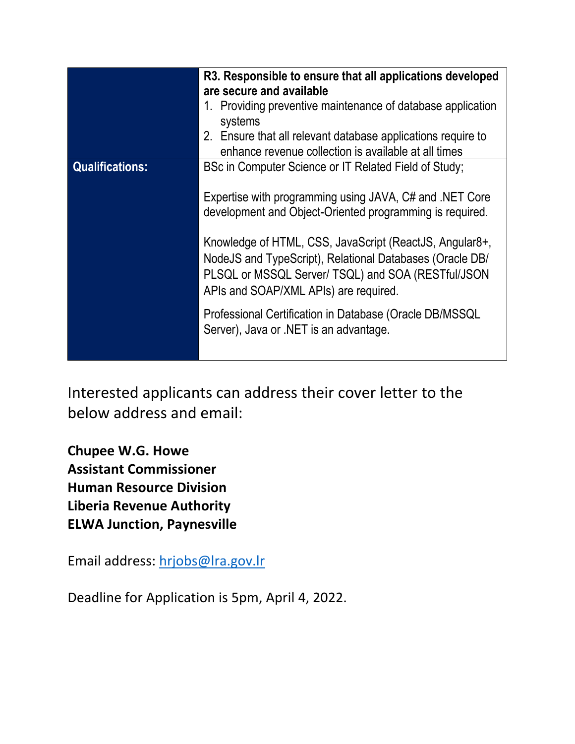| | |
|---|---|
| | **R3. Responsible to ensure that all applications developed are secure and available**<br>1. Providing preventive maintenance of database application systems<br>2. Ensure that all relevant database applications require to enhance revenue collection is available at all times |
| **Qualifications:** | BSc in Computer Science or IT Related Field of Study;<br><br>Expertise with programming using JAVA, C# and .NET Core development and Object-Oriented programming is required.<br><br>Knowledge of HTML, CSS, JavaScript (ReactJS, Angular8+, NodeJS and TypeScript), Relational Databases (Oracle DB/ PLSQL or MSSQL Server/ TSQL) and SOA (RESTful/JSON APIs and SOAP/XML APIs) are required.<br><br>Professional Certification in Database (Oracle DB/MSSQL Server), Java or .NET is an advantage. |

Interested applicants can address their cover letter to the below address and email:

**Chupee W.G. Howe**
**Assistant Commissioner**
**Human Resource Division**
**Liberia Revenue Authority**
**ELWA Junction, Paynesville**

Email address: hrjobs@lra.gov.lr

Deadline for Application is 5pm, April 4, 2022.